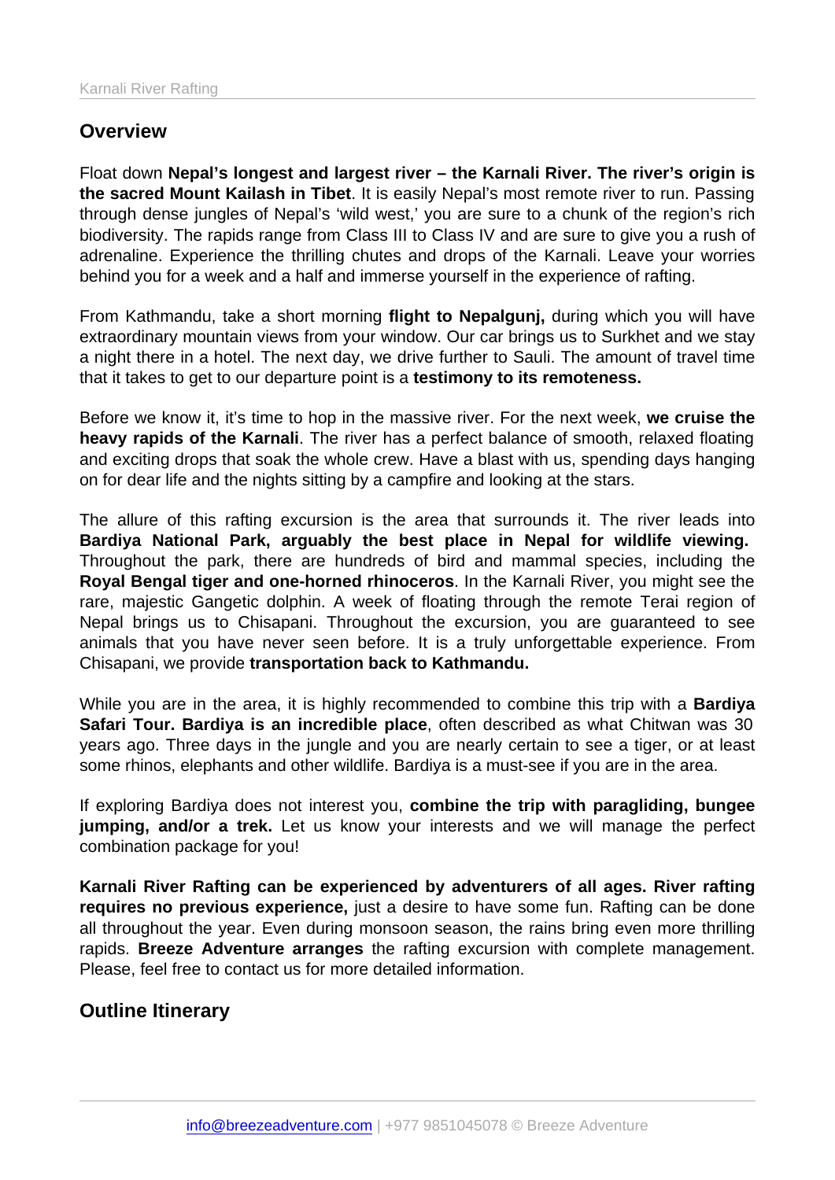## Overview

Float down **Nepal's longest and largest river – the Karnali River. The river's origin is the sacred Mount Kailash in Tibet**. It is easily Nepal's most remote river to run. Passing through dense jungles of Nepal's 'wild west,' you are sure to a chunk of the region's rich biodiversity. The rapids range from Class III to Class IV and are sure to give you a rush of adrenaline. Experience the thrilling chutes and drops of the Karnali. Leave your worries behind you for a week and a half and immerse yourself in the experience of rafting.

From Kathmandu, take a short morning **flight to Nepalgunj,** during which you will have extraordinary mountain views from your window. Our car brings us to Surkhet and we stay a night there in a hotel. The next day, we drive further to Sauli. The amount of travel time that it takes to get to our departure point is a **testimony to its remoteness.**

Before we know it, it's time to hop in the massive river. For the next week, **we cruise the heavy rapids of the Karnali**. The river has a perfect balance of smooth, relaxed floating and exciting drops that soak the whole crew. Have a blast with us, spending days hanging on for dear life and the nights sitting by a campfire and looking at the stars.

The allure of this rafting excursion is the area that surrounds it. The river leads into **Bardiya National Park, arguably the best place in Nepal for wildlife viewing.** Throughout the park, there are hundreds of bird and mammal species, including the **Royal Bengal tiger and one-horned rhinoceros**. In the Karnali River, you might see the rare, majestic Gangetic dolphin. A week of floating through the remote Terai region of Nepal brings us to Chisapani. Throughout the excursion, you are guaranteed to see animals that you have never seen before. It is a truly unforgettable experience. From Chisapani, we provide **transportation back to Kathmandu.**

While you are in the area, it is highly recommended to combine this trip with a **Bardiya Safari Tour. Bardiya is an incredible place**, often described as what Chitwan was 30 years ago. Three days in the jungle and you are nearly certain to see a tiger, or at least some rhinos, elephants and other wildlife. Bardiya is a must-see if you are in the area.

If exploring Bardiya does not interest you, **combine the trip with paragliding, bungee jumping, and/or a trek.** Let us know your interests and we will manage the perfect combination package for you!

**Karnali River Rafting can be experienced by adventurers of all ages. River rafting requires no previous experience,** just a desire to have some fun. Rafting can be done all throughout the year. Even during monsoon season, the rains bring even more thrilling rapids. **Breeze Adventure arranges** the rafting excursion with complete management. Please, feel free to contact us for more detailed information.

## Outline Itinerary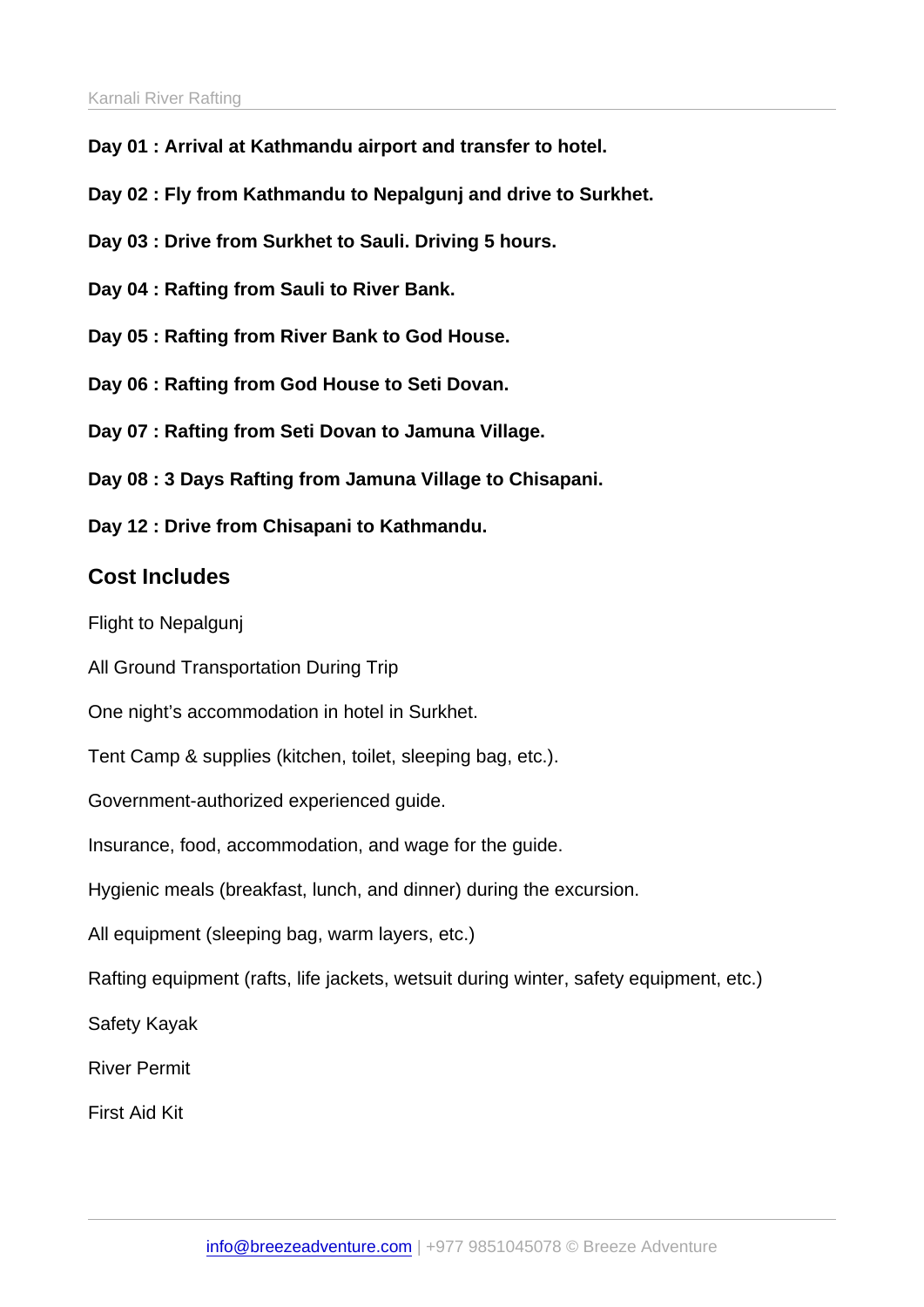**Day 01 : Arrival at Kathmandu airport and transfer to hotel.**

**Day 02 : Fly from Kathmandu to Nepalgunj and drive to Surkhet.**

**Day 03 : Drive from Surkhet to Sauli. Driving 5 hours.**

**Day 04 : Rafting from Sauli to River Bank.**

**Day 05 : Rafting from River Bank to God House.**

**Day 06 : Rafting from God House to Seti Dovan.**

**Day 07 : Rafting from Seti Dovan to Jamuna Village.**

**Day 08 : 3 Days Rafting from Jamuna Village to Chisapani.**

**Day 12 : Drive from Chisapani to Kathmandu.**

## Cost Includes

Flight to Nepalgunj

All Ground Transportation During Trip

One night's accommodation in hotel in Surkhet.

Tent Camp & supplies (kitchen, toilet, sleeping bag, etc.).

Government-authorized experienced guide.

Insurance, food, accommodation, and wage for the guide.

Hygienic meals (breakfast, lunch, and dinner) during the excursion.

All equipment (sleeping bag, warm layers, etc.)

Rafting equipment (rafts, life jackets, wetsuit during winter, safety equipment, etc.)

Safety Kayak

River Permit

First Aid Kit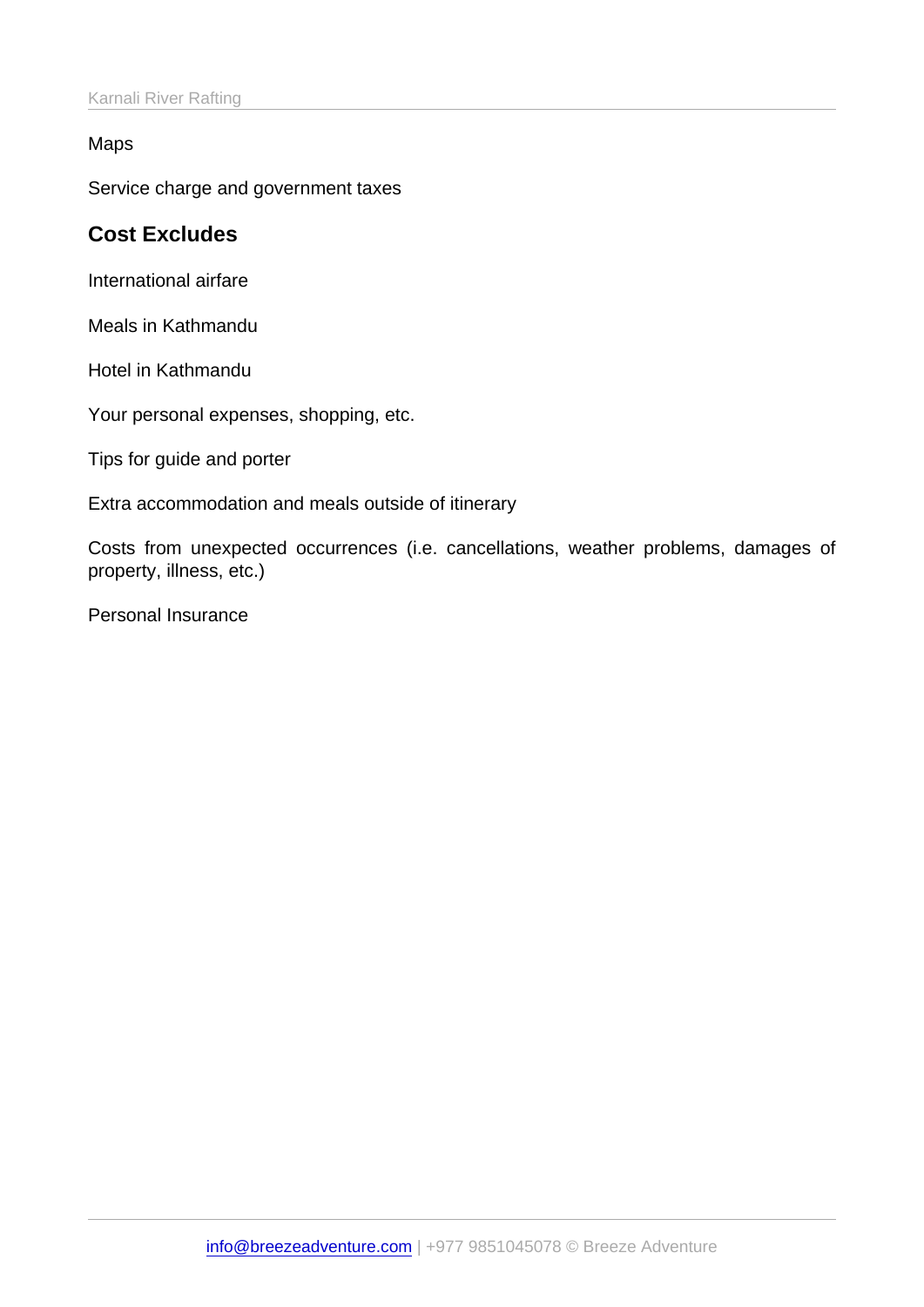Maps

Service charge and government taxes

## Cost Excludes

International airfare

Meals in Kathmandu

Hotel in Kathmandu

Your personal expenses, shopping, etc.

Tips for guide and porter

Extra accommodation and meals outside of itinerary

Costs from unexpected occurrences (i.e. cancellations, weather problems, damages of property, illness, etc.)

Personal Insurance